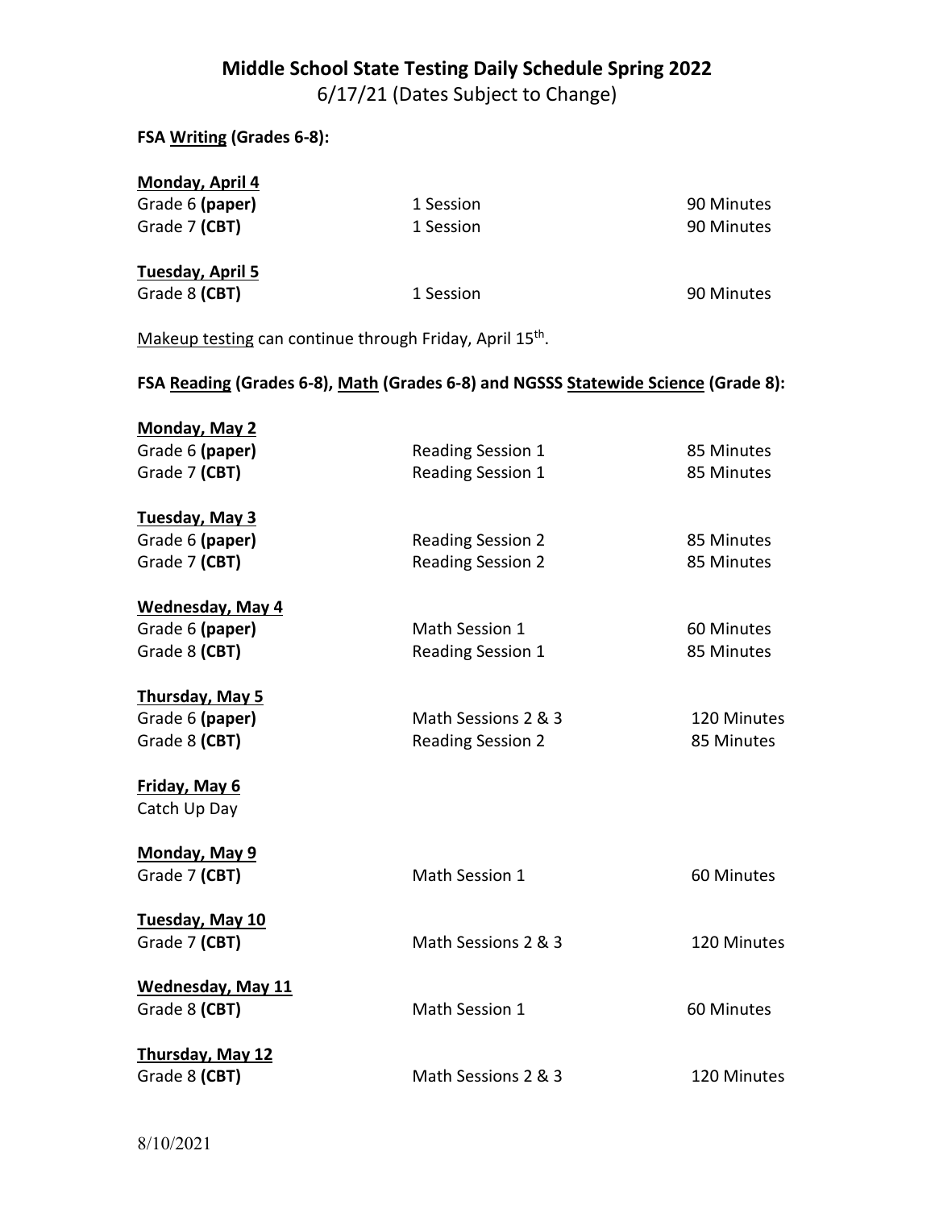# Middle School State Testing Daily Schedule Spring 2022

6/17/21 (Dates Subject to Change)

**FSA Writing (Grades 6-8):**

**Monday, April 4**

| | | |
|---|---|---|
| Grade 6 **(paper)** | 1 Session | 90 Minutes |
| Grade 7 **(CBT)** | 1 Session | 90 Minutes |

**Tuesday, April 5**

| | | |
|---|---|---|
| Grade 8 **(CBT)** | 1 Session | 90 Minutes |

Makeup testing can continue through Friday, April 15th.

**FSA Reading (Grades 6-8), Math (Grades 6-8) and NGSSS Statewide Science (Grade 8):**

**Monday, May 2**

| | | |
|---|---|---|
| Grade 6 **(paper)** | Reading Session 1 | 85 Minutes |
| Grade 7 **(CBT)** | Reading Session 1 | 85 Minutes |

**Tuesday, May 3**

| | | |
|---|---|---|
| Grade 6 **(paper)** | Reading Session 2 | 85 Minutes |
| Grade 7 **(CBT)** | Reading Session 2 | 85 Minutes |

**Wednesday, May 4**

| | | |
|---|---|---|
| Grade 6 **(paper)** | Math Session 1 | 60 Minutes |
| Grade 8 **(CBT)** | Reading Session 1 | 85 Minutes |

**Thursday, May 5**

| | | |
|---|---|---|
| Grade 6 **(paper)** | Math Sessions 2 & 3 | 120 Minutes |
| Grade 8 **(CBT)** | Reading Session 2 | 85 Minutes |

**Friday, May 6**

Catch Up Day

**Monday, May 9**

| | | |
|---|---|---|
| Grade 7 **(CBT)** | Math Session 1 | 60 Minutes |

**Tuesday, May 10**

| | | |
|---|---|---|
| Grade 7 **(CBT)** | Math Sessions 2 & 3 | 120 Minutes |

**Wednesday, May 11**

| | | |
|---|---|---|
| Grade 8 **(CBT)** | Math Session 1 | 60 Minutes |

**Thursday, May 12**

| | | |
|---|---|---|
| Grade 8 **(CBT)** | Math Sessions 2 & 3 | 120 Minutes |

8/10/2021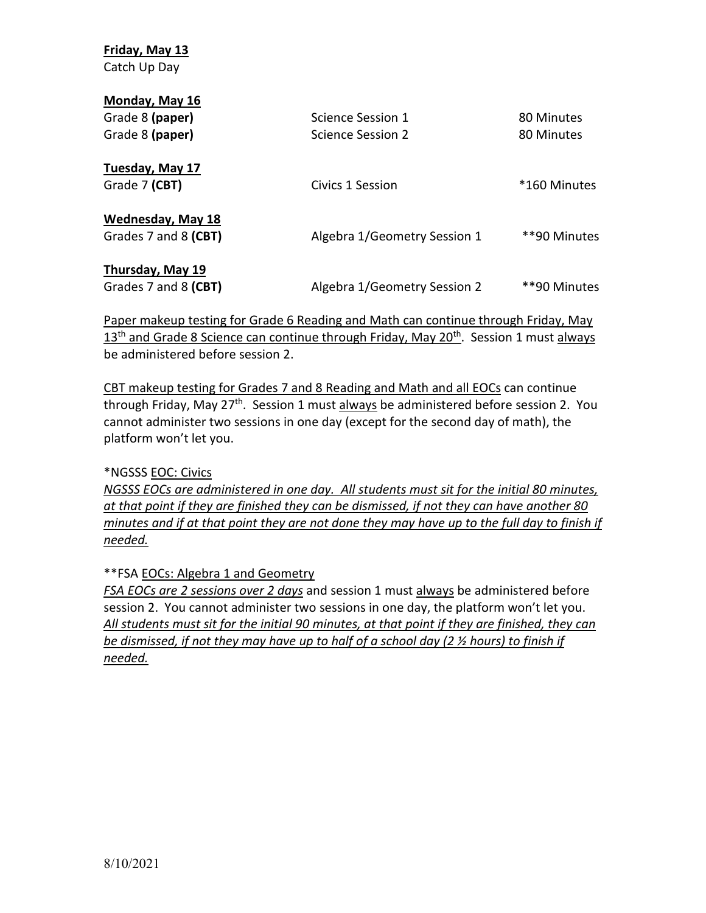**<u>Friday, May 13</u>**
Catch Up Day

**<u>Monday, May 16</u>**

| | | |
|---|---|---|
| Grade 8 **(paper)** | Science Session 1 | 80 Minutes |
| Grade 8 **(paper)** | Science Session 2 | 80 Minutes |

**<u>Tuesday, May 17</u>**

| | | |
|---|---|---|
| Grade 7 **(CBT)** | Civics 1 Session | *160 Minutes |

**<u>Wednesday, May 18</u>**

| | | |
|---|---|---|
| Grades 7 and 8 **(CBT)** | Algebra 1/Geometry Session 1 | **90 Minutes |

**<u>Thursday, May 19</u>**

| | | |
|---|---|---|
| Grades 7 and 8 **(CBT)** | Algebra 1/Geometry Session 2 | **90 Minutes |

<u>Paper makeup testing for Grade 6 Reading and Math can continue through Friday, May 13th and Grade 8 Science can continue through Friday, May 20th</u>. Session 1 must <u>always</u> be administered before session 2.

<u>CBT makeup testing for Grades 7 and 8 Reading and Math and all EOCs</u> can continue through Friday, May 27th. Session 1 must <u>always</u> be administered before session 2. You cannot administer two sessions in one day (except for the second day of math), the platform won't let you.

*NGSSS <u>EOC: Civics</u>
*<u>NGSSS EOCs are administered in one day. All students must sit for the initial 80 minutes, at that point if they are finished they can be dismissed, if not they can have another 80 minutes and if at that point they are not done they may have up to the full day to finish if needed.</u>*

**FSA <u>EOCs: Algebra 1 and Geometry</u>
*<u>FSA EOCs are 2 sessions over 2 days</u>* and session 1 must <u>always</u> be administered before session 2. You cannot administer two sessions in one day, the platform won't let you. *<u>All students must sit for the initial 90 minutes, at that point if they are finished, they can be dismissed, if not they may have up to half of a school day (2 ½ hours) to finish if needed.</u>*

8/10/2021